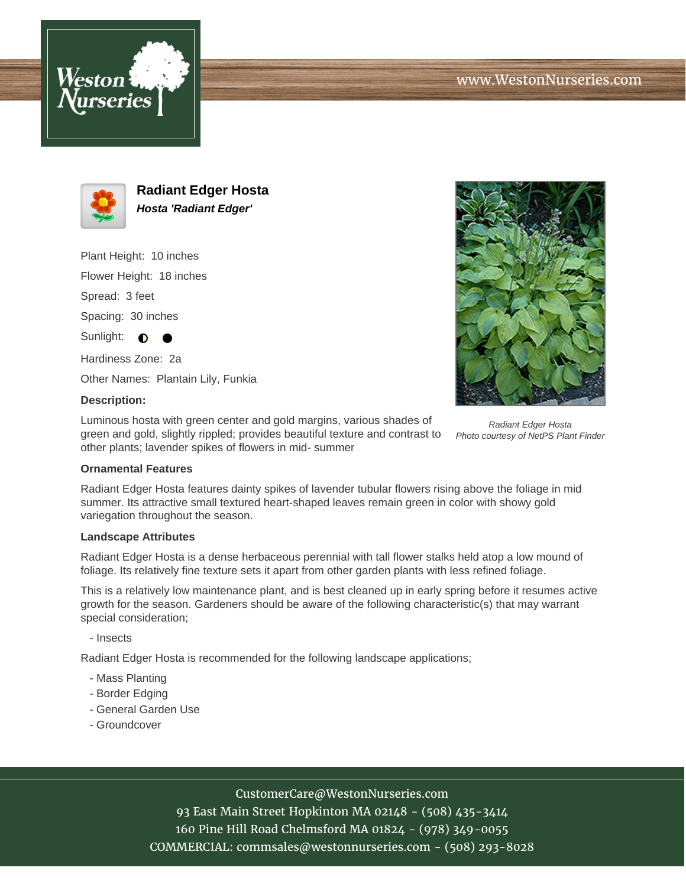www.WestonNurseries.com

# Radiant Edger Hosta

***Hosta 'Radiant Edger'***

Plant Height: 10 inches

Flower Height: 18 inches

Spread: 3 feet

Spacing: 30 inches

Sunlight: ◐ ●

Hardiness Zone: 2a

Other Names: Plantain Lily, Funkia

**Description:**

Luminous hosta with green center and gold margins, various shades of green and gold, slightly rippled; provides beautiful texture and contrast to other plants; lavender spikes of flowers in mid- summer

*Radiant Edger Hosta*
*Photo courtesy of NetPS Plant Finder*

### Ornamental Features

Radiant Edger Hosta features dainty spikes of lavender tubular flowers rising above the foliage in mid summer. Its attractive small textured heart-shaped leaves remain green in color with showy gold variegation throughout the season.

### Landscape Attributes

Radiant Edger Hosta is a dense herbaceous perennial with tall flower stalks held atop a low mound of foliage. Its relatively fine texture sets it apart from other garden plants with less refined foliage.

This is a relatively low maintenance plant, and is best cleaned up in early spring before it resumes active growth for the season. Gardeners should be aware of the following characteristic(s) that may warrant special consideration;

- Insects

Radiant Edger Hosta is recommended for the following landscape applications;

- Mass Planting
- Border Edging
- General Garden Use
- Groundcover

CustomerCare@WestonNurseries.com
93 East Main Street Hopkinton MA 02148 - (508) 435-3414
160 Pine Hill Road Chelmsford MA 01824 - (978) 349-0055
COMMERCIAL: commsales@westonnurseries.com - (508) 293-8028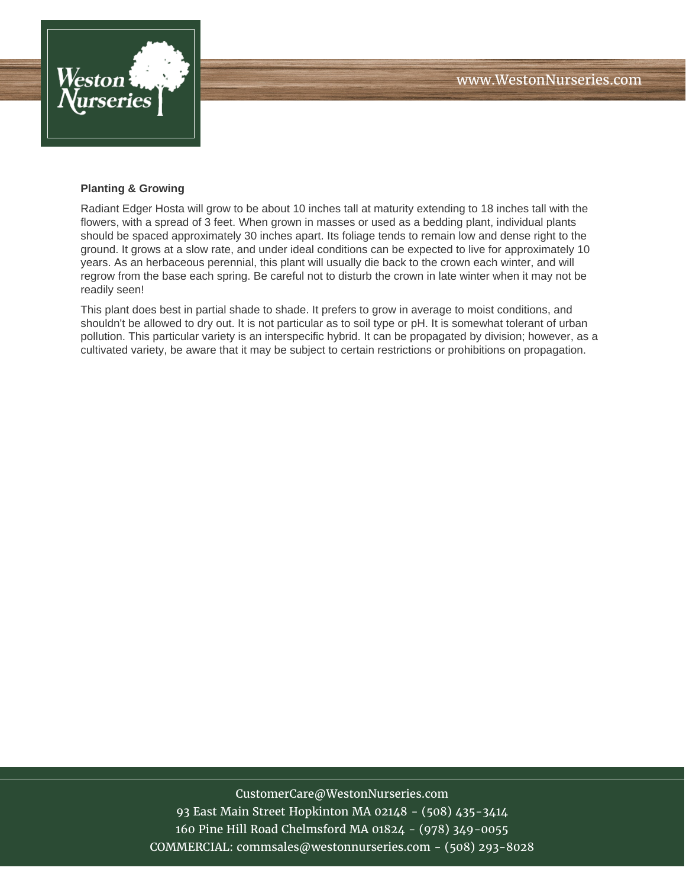**Planting & Growing**

Radiant Edger Hosta will grow to be about 10 inches tall at maturity extending to 18 inches tall with the flowers, with a spread of 3 feet. When grown in masses or used as a bedding plant, individual plants should be spaced approximately 30 inches apart. Its foliage tends to remain low and dense right to the ground. It grows at a slow rate, and under ideal conditions can be expected to live for approximately 10 years. As an herbaceous perennial, this plant will usually die back to the crown each winter, and will regrow from the base each spring. Be careful not to disturb the crown in late winter when it may not be readily seen!

This plant does best in partial shade to shade. It prefers to grow in average to moist conditions, and shouldn't be allowed to dry out. It is not particular as to soil type or pH. It is somewhat tolerant of urban pollution. This particular variety is an interspecific hybrid. It can be propagated by division; however, as a cultivated variety, be aware that it may be subject to certain restrictions or prohibitions on propagation.